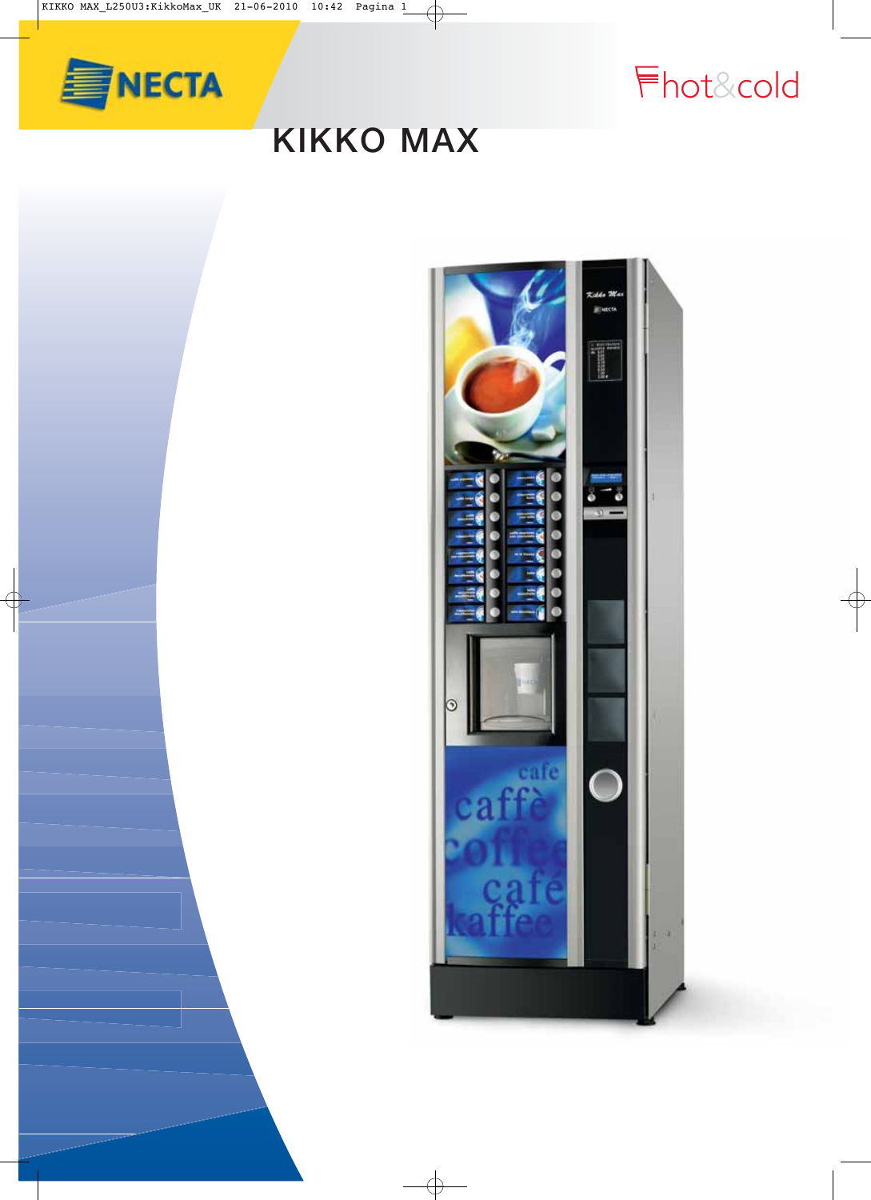NECTA

hot&cold

# KIKKO MAX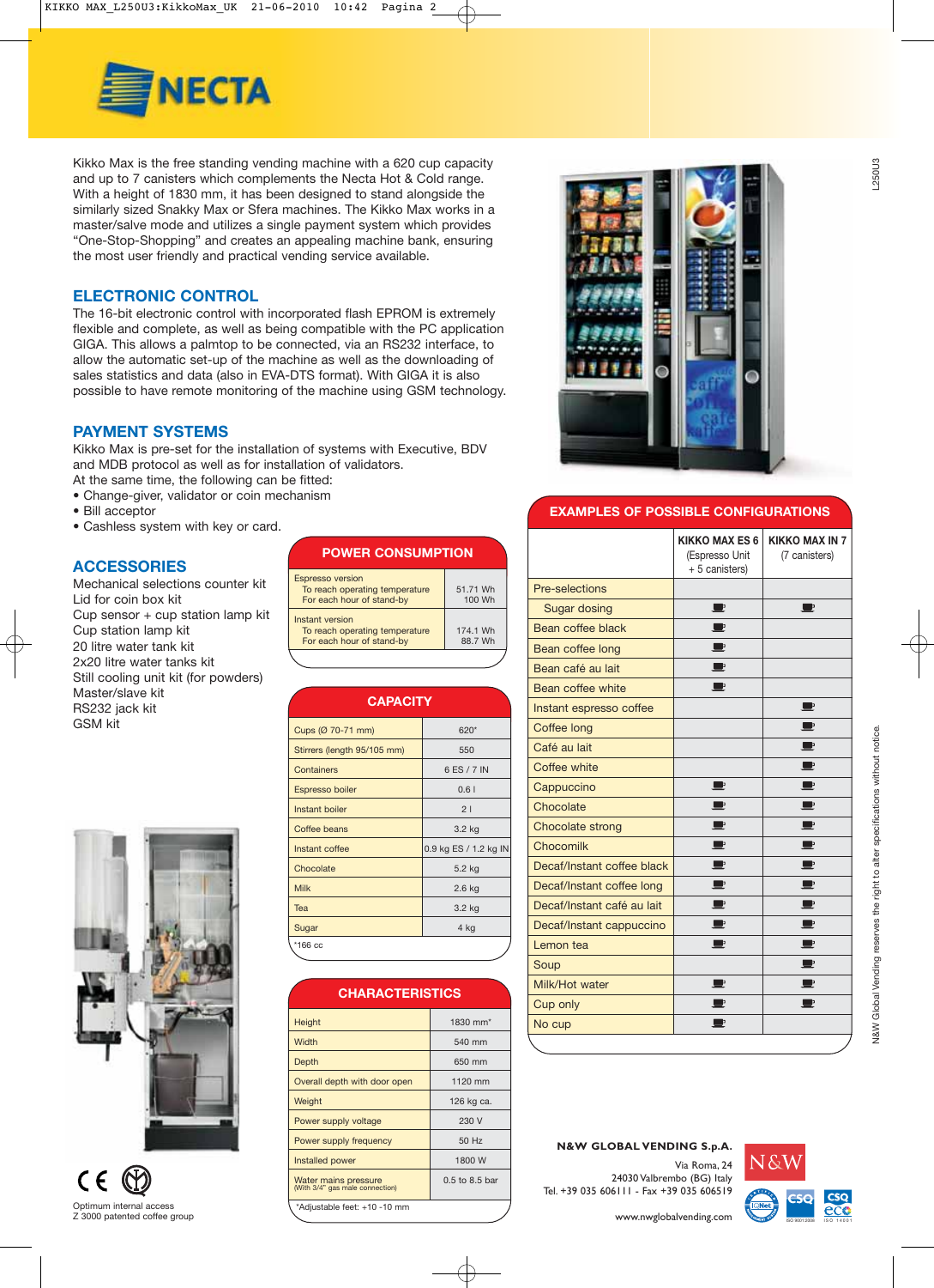# NECTA

Kikko Max is the free standing vending machine with a 620 cup capacity and up to 7 canisters which complements the Necta Hot & Cold range. With a height of 1830 mm, it has been designed to stand alongside the similarly sized Snakky Max or Sfera machines. The Kikko Max works in a master/salve mode and utilizes a single payment system which provides "One-Stop-Shopping" and creates an appealing machine bank, ensuring the most user friendly and practical vending service available.

## ELECTRONIC CONTROL

The 16-bit electronic control with incorporated flash EPROM is extremely flexible and complete, as well as being compatible with the PC application GIGA. This allows a palmtop to be connected, via an RS232 interface, to allow the automatic set-up of the machine as well as the downloading of sales statistics and data (also in EVA-DTS format). With GIGA it is also possible to have remote monitoring of the machine using GSM technology.

## PAYMENT SYSTEMS

Kikko Max is pre-set for the installation of systems with Executive, BDV and MDB protocol as well as for installation of validators.
At the same time, the following can be fitted:

- Change-giver, validator or coin mechanism
- Bill acceptor
- Cashless system with key or card.

## ACCESSORIES

Mechanical selections counter kit
Lid for coin box kit
Cup sensor + cup station lamp kit
Cup station lamp kit
20 litre water tank kit
2x20 litre water tanks kit
Still cooling unit kit (for powders)
Master/slave kit
RS232 jack kit
GSM kit

## POWER CONSUMPTION

| | |
|---|---|
| Espresso version<br>To reach operating temperature<br>For each hour of stand-by | 51.71 Wh<br>100 Wh |
| Instant version<br>To reach operating temperature<br>For each hour of stand-by | 174.1 Wh<br>88.7 Wh |

## CAPACITY

| | |
|---|---|
| Cups (Ø 70-71 mm) | 620* |
| Stirrers (length 95/105 mm) | 550 |
| Containers | 6 ES / 7 IN |
| Espresso boiler | 0.6 l |
| Instant boiler | 2 l |
| Coffee beans | 3.2 kg |
| Instant coffee | 0.9 kg ES / 1.2 kg IN |
| Chocolate | 5.2 kg |
| Milk | 2.6 kg |
| Tea | 3.2 kg |
| Sugar | 4 kg |

*166 cc

## CHARACTERISTICS

| | |
|---|---|
| Height | 1830 mm* |
| Width | 540 mm |
| Depth | 650 mm |
| Overall depth with door open | 1120 mm |
| Weight | 126 kg ca. |
| Power supply voltage | 230 V |
| Power supply frequency | 50 Hz |
| Installed power | 1800 W |
| Water mains pressure<br>(With 3/4" gas male connection) | 0.5 to 8.5 bar |

*Adjustable feet: +10 -10 mm

Optimum internal access
Z 3000 patented coffee group

## EXAMPLES OF POSSIBLE CONFIGURATIONS

| | KIKKO MAX ES 6 (Espresso Unit + 5 canisters) | KIKKO MAX IN 7 (7 canisters) |
|---|---|---|
| Pre-selections | | |
| Sugar dosing | ✓ | ✓ |
| Bean coffee black | ✓ | |
| Bean coffee long | ✓ | |
| Bean café au lait | ✓ | |
| Bean coffee white | ✓ | |
| Instant espresso coffee | | ✓ |
| Coffee long | | ✓ |
| Café au lait | | ✓ |
| Coffee white | | ✓ |
| Cappuccino | ✓ | ✓ |
| Chocolate | ✓ | ✓ |
| Chocolate strong | ✓ | ✓ |
| Chocomilk | ✓ | ✓ |
| Decaf/Instant coffee black | ✓ | ✓ |
| Decaf/Instant coffee long | ✓ | ✓ |
| Decaf/Instant café au lait | ✓ | ✓ |
| Decaf/Instant cappuccino | ✓ | ✓ |
| Lemon tea | ✓ | ✓ |
| Soup | | ✓ |
| Milk/Hot water | ✓ | ✓ |
| Cup only | ✓ | ✓ |
| No cup | ✓ | |

**N&W GLOBAL VENDING S.p.A.**
Via Roma, 24
24030 Valbrembo (BG) Italy
Tel. +39 035 606111 - Fax +39 035 606519
www.nwglobalvending.com

N&W Global Vending reserves the right to alter specifications without notice.

L250U3